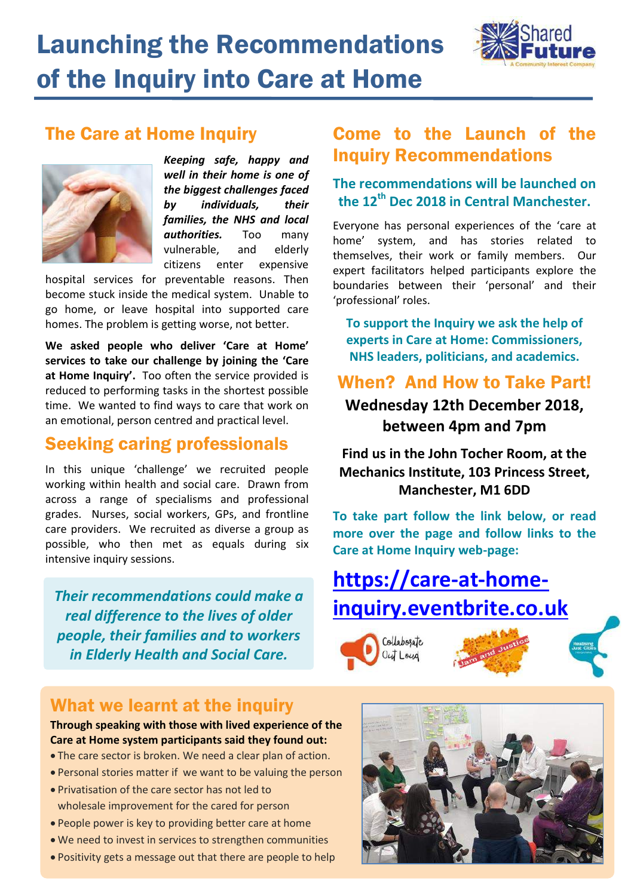# Launching the Recommendations of the Inquiry into Care at Home

## The Care at Home Inquiry

***Keeping safe, happy and well in their home is one of the biggest challenges faced by individuals, their families, the NHS and local authorities.*** Too many vulnerable, and elderly citizens enter expensive hospital services for preventable reasons. Then become stuck inside the medical system. Unable to go home, or leave hospital into supported care homes. The problem is getting worse, not better.

**We asked people who deliver 'Care at Home' services to take our challenge by joining the 'Care at Home Inquiry'.** Too often the service provided is reduced to performing tasks in the shortest possible time. We wanted to find ways to care that work on an emotional, person centred and practical level.

## Seeking caring professionals

In this unique 'challenge' we recruited people working within health and social care. Drawn from across a range of specialisms and professional grades. Nurses, social workers, GPs, and frontline care providers. We recruited as diverse a group as possible, who then met as equals during six intensive inquiry sessions.

*Their recommendations could make a real difference to the lives of older people, their families and to workers in Elderly Health and Social Care.*

## Come to the Launch of the Inquiry Recommendations

**The recommendations will be launched on the 12th Dec 2018 in Central Manchester.**

Everyone has personal experiences of the 'care at home' system, and has stories related to themselves, their work or family members. Our expert facilitators helped participants explore the boundaries between their 'personal' and their 'professional' roles.

**To support the Inquiry we ask the help of experts in Care at Home: Commissioners, NHS leaders, politicians, and academics.**

## When? And How to Take Part!

**Wednesday 12th December 2018, between 4pm and 7pm**

**Find us in the John Tocher Room, at the Mechanics Institute, 103 Princess Street, Manchester, M1 6DD**

**To take part follow the link below, or read more over the page and follow links to the Care at Home Inquiry web-page:**

**https://care-at-home-inquiry.eventbrite.co.uk**

## What we learnt at the inquiry

**Through speaking with those with lived experience of the Care at Home system participants said they found out:**

- The care sector is broken. We need a clear plan of action.
- Personal stories matter if we want to be valuing the person
- Privatisation of the care sector has not led to wholesale improvement for the cared for person
- People power is key to providing better care at home
- We need to invest in services to strengthen communities
- Positivity gets a message out that there are people to help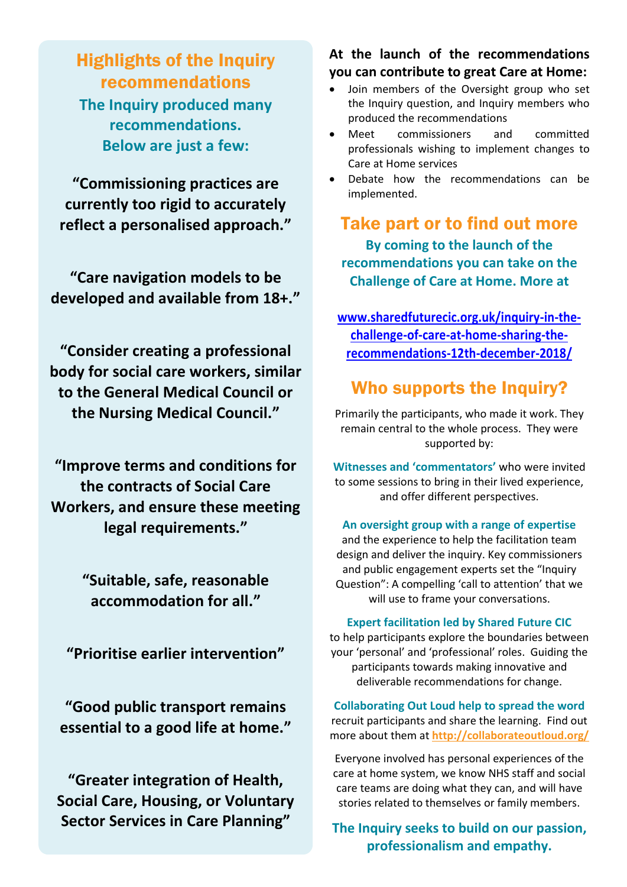## Highlights of the Inquiry recommendations

### The Inquiry produced many recommendations. Below are just a few:

**"Commissioning practices are currently too rigid to accurately reflect a personalised approach."**

**"Care navigation models to be developed and available from 18+."**

**"Consider creating a professional body for social care workers, similar to the General Medical Council or the Nursing Medical Council."**

**"Improve terms and conditions for the contracts of Social Care Workers, and ensure these meeting legal requirements."**

**"Suitable, safe, reasonable accommodation for all."**

**"Prioritise earlier intervention"**

**"Good public transport remains essential to a good life at home."**

**"Greater integration of Health, Social Care, Housing, or Voluntary Sector Services in Care Planning"**

**At the launch of the recommendations you can contribute to great Care at Home:**

- Join members of the Oversight group who set the Inquiry question, and Inquiry members who produced the recommendations
- Meet commissioners and committed professionals wishing to implement changes to Care at Home services
- Debate how the recommendations can be implemented.

## Take part or to find out more

**By coming to the launch of the recommendations you can take on the Challenge of Care at Home. More at**

**www.sharedfuturecic.org.uk/inquiry-in-the-challenge-of-care-at-home-sharing-the-recommendations-12th-december-2018/**

## Who supports the Inquiry?

Primarily the participants, who made it work. They remain central to the whole process. They were supported by:

**Witnesses and 'commentators'** who were invited to some sessions to bring in their lived experience, and offer different perspectives.

**An oversight group with a range of expertise** and the experience to help the facilitation team design and deliver the inquiry. Key commissioners and public engagement experts set the "Inquiry Question": A compelling 'call to attention' that we will use to frame your conversations.

**Expert facilitation led by Shared Future CIC** to help participants explore the boundaries between your 'personal' and 'professional' roles. Guiding the participants towards making innovative and deliverable recommendations for change.

**Collaborating Out Loud help to spread the word** recruit participants and share the learning. Find out more about them at **http://collaborateoutloud.org/**

Everyone involved has personal experiences of the care at home system, we know NHS staff and social care teams are doing what they can, and will have stories related to themselves or family members.

**The Inquiry seeks to build on our passion, professionalism and empathy.**